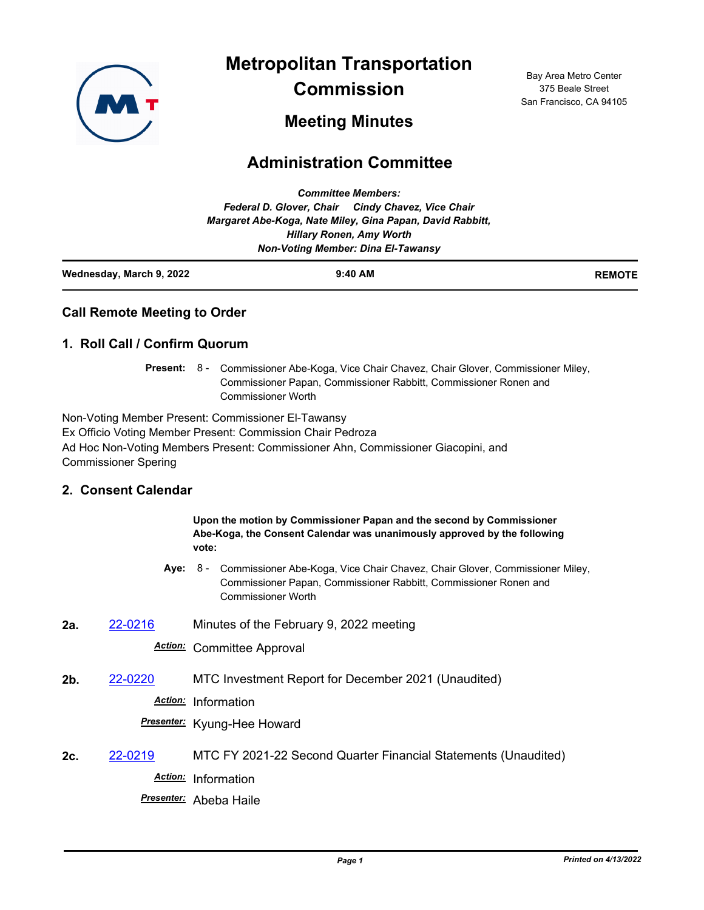# Metropolitan Transportation Commission

Bay Area Metro Center
375 Beale Street
San Francisco, CA 94105

## Meeting Minutes

## Administration Committee

***Committee Members:***
***Federal D. Glover, Chair     Cindy Chavez, Vice Chair***
***Margaret Abe-Koga, Nate Miley, Gina Papan, David Rabbitt,***
***Hillary Ronen, Amy Worth***
***Non-Voting Member: Dina El-Tawansy***

**Wednesday, March 9, 2022** | **9:40 AM** | **REMOTE**

---

### Call Remote Meeting to Order

### 1. Roll Call / Confirm Quorum

**Present:** 8 - Commissioner Abe-Koga, Vice Chair Chavez, Chair Glover, Commissioner Miley, Commissioner Papan, Commissioner Rabbitt, Commissioner Ronen and Commissioner Worth

Non-Voting Member Present: Commissioner El-Tawansy
Ex Officio Voting Member Present: Commission Chair Pedroza
Ad Hoc Non-Voting Members Present: Commissioner Ahn, Commissioner Giacopini, and Commissioner Spering

### 2. Consent Calendar

**Upon the motion by Commissioner Papan and the second by Commissioner Abe-Koga, the Consent Calendar was unanimously approved by the following vote:**

**Aye:** 8 - Commissioner Abe-Koga, Vice Chair Chavez, Chair Glover, Commissioner Miley, Commissioner Papan, Commissioner Rabbitt, Commissioner Ronen and Commissioner Worth

**2a.** 22-0216 Minutes of the February 9, 2022 meeting

***Action:*** Committee Approval

**2b.** 22-0220 MTC Investment Report for December 2021 (Unaudited)

***Action:*** Information

***Presenter:*** Kyung-Hee Howard

**2c.** 22-0219 MTC FY 2021-22 Second Quarter Financial Statements (Unaudited)

***Action:*** Information

***Presenter:*** Abeba Haile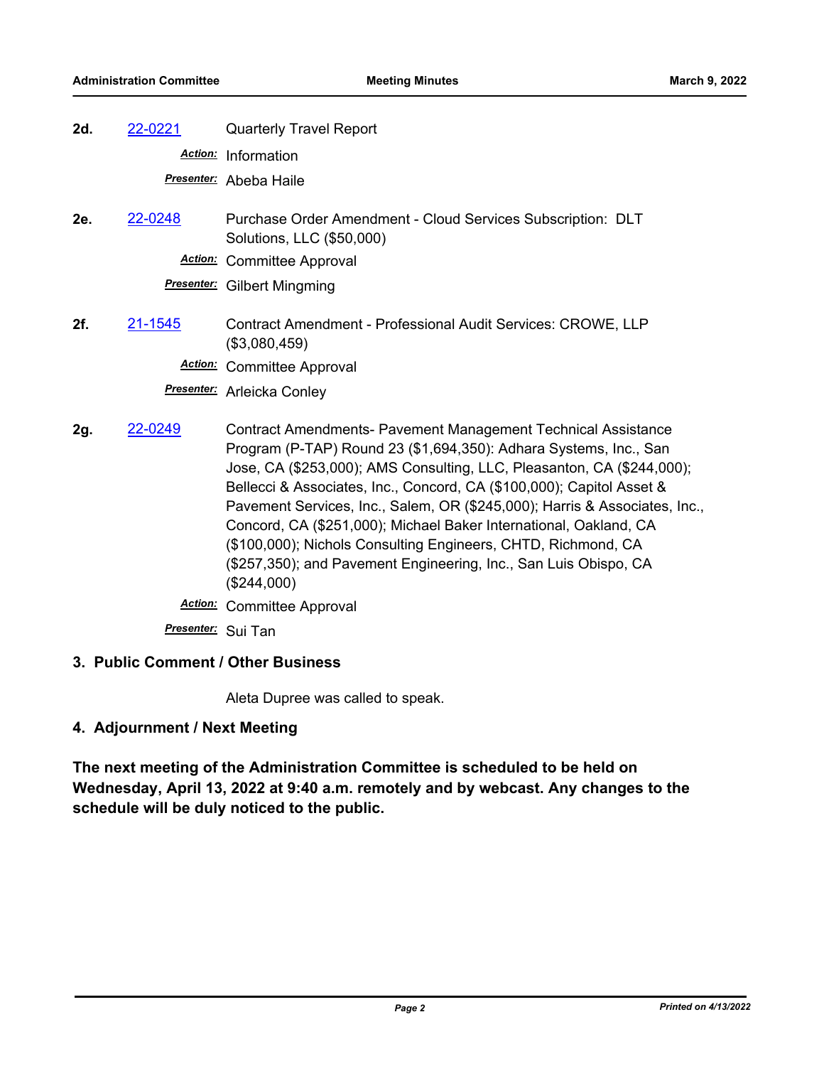**2d.** [22-0221](22-0221) Quarterly Travel Report

***Action:*** Information

***Presenter:*** Abeba Haile

**2e.** [22-0248](22-0248) Purchase Order Amendment - Cloud Services Subscription: DLT Solutions, LLC ($50,000)

***Action:*** Committee Approval

***Presenter:*** Gilbert Mingming

**2f.** [21-1545](21-1545) Contract Amendment - Professional Audit Services: CROWE, LLP ($3,080,459)

***Action:*** Committee Approval

***Presenter:*** Arleicka Conley

**2g.** [22-0249](22-0249) Contract Amendments- Pavement Management Technical Assistance Program (P-TAP) Round 23 ($1,694,350): Adhara Systems, Inc., San Jose, CA ($253,000); AMS Consulting, LLC, Pleasanton, CA ($244,000); Bellecci & Associates, Inc., Concord, CA ($100,000); Capitol Asset & Pavement Services, Inc., Salem, OR ($245,000); Harris & Associates, Inc., Concord, CA ($251,000); Michael Baker International, Oakland, CA ($100,000); Nichols Consulting Engineers, CHTD, Richmond, CA ($257,350); and Pavement Engineering, Inc., San Luis Obispo, CA ($244,000)

***Action:*** Committee Approval

***Presenter:*** Sui Tan

## 3. Public Comment / Other Business

Aleta Dupree was called to speak.

## 4. Adjournment / Next Meeting

**The next meeting of the Administration Committee is scheduled to be held on Wednesday, April 13, 2022 at 9:40 a.m. remotely and by webcast. Any changes to the schedule will be duly noticed to the public.**